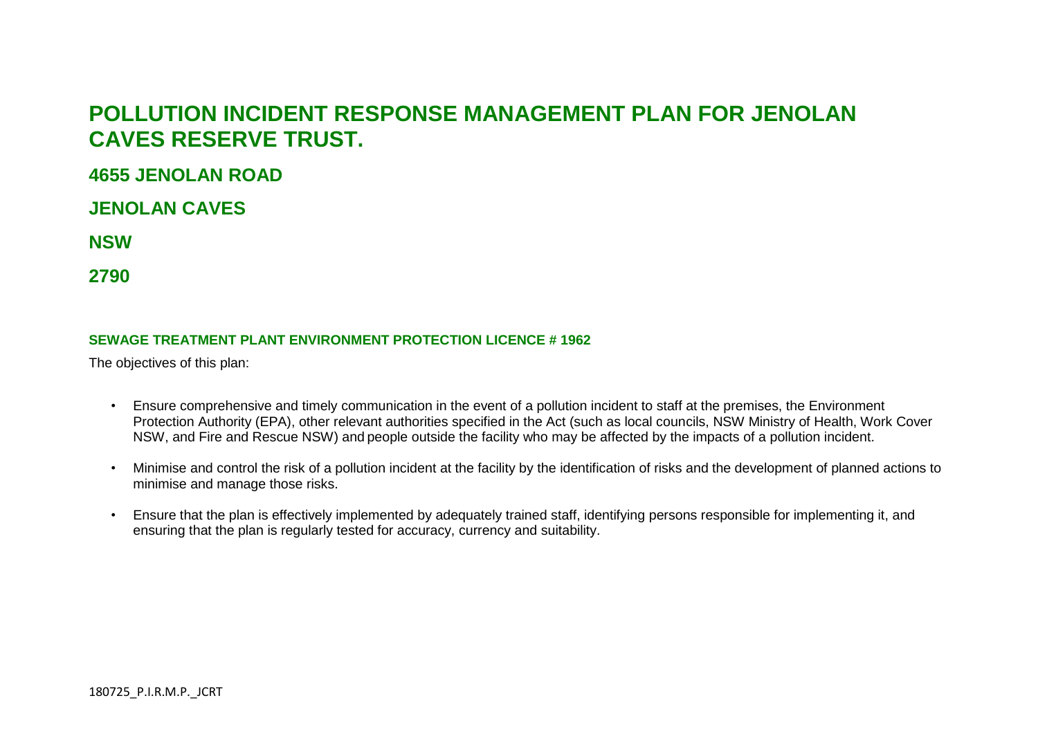# POLLUTION INCIDENT RESPONSE MANAGEMENT PLAN FOR JENOLAN CAVES RESERVE TRUST.

## 4655 JENOLAN ROAD

## JENOLAN CAVES

## NSW

## 2790

#### SEWAGE TREATMENT PLANT ENVIRONMENT PROTECTION LICENCE # 1962

The objectives of this plan:

- Ensure comprehensive and timely communication in the event of a pollution incident to staff at the premises, the Environment Protection Authority (EPA), other relevant authorities specified in the Act (such as local councils, NSW Ministry of Health, Work Cover NSW, and Fire and Rescue NSW) and people outside the facility who may be affected by the impacts of a pollution incident.
- Minimise and control the risk of a pollution incident at the facility by the identification of risks and the development of planned actions to minimise and manage those risks.
- Ensure that the plan is effectively implemented by adequately trained staff, identifying persons responsible for implementing it, and ensuring that the plan is regularly tested for accuracy, currency and suitability.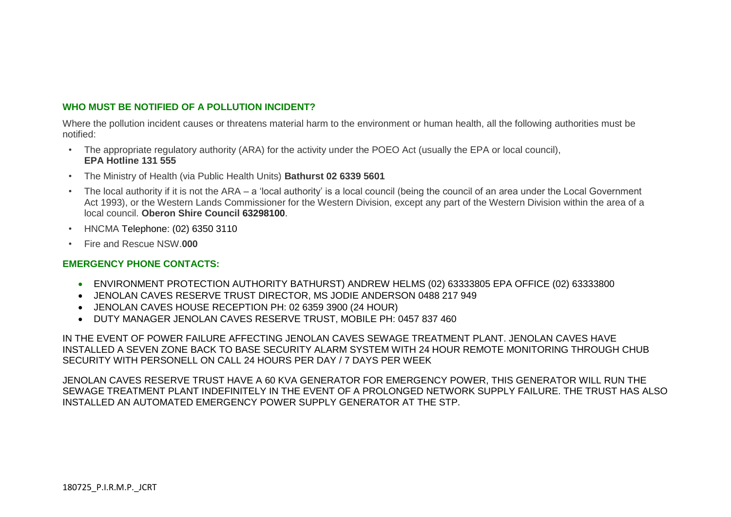### WHO MUST BE NOTIFIED OF A POLLUTION INCIDENT?

Where the pollution incident causes or threatens material harm to the environment or human health, all the following authorities must be notified:

- The appropriate regulatory authority (ARA) for the activity under the POEO Act (usually the EPA or local council), **EPA Hotline 131 555**
- The Ministry of Health (via Public Health Units) **Bathurst 02 6339 5601**
- The local authority if it is not the ARA – a 'local authority' is a local council (being the council of an area under the Local Government Act 1993), or the Western Lands Commissioner for the Western Division, except any part of the Western Division within the area of a local council. **Oberon Shire Council 63298100**.
- HNCMA Telephone: (02) 6350 3110
- Fire and Rescue NSW.**000**

### EMERGENCY PHONE CONTACTS:

- ENVIRONMENT PROTECTION AUTHORITY BATHURST) ANDREW HELMS (02) 63333805 EPA OFFICE (02) 63333800
- JENOLAN CAVES RESERVE TRUST DIRECTOR, MS JODIE ANDERSON 0488 217 949
- JENOLAN CAVES HOUSE RECEPTION PH: 02 6359 3900 (24 HOUR)
- DUTY MANAGER JENOLAN CAVES RESERVE TRUST, MOBILE PH: 0457 837 460

IN THE EVENT OF POWER FAILURE AFFECTING JENOLAN CAVES SEWAGE TREATMENT PLANT. JENOLAN CAVES HAVE INSTALLED A SEVEN ZONE BACK TO BASE SECURITY ALARM SYSTEM WITH 24 HOUR REMOTE MONITORING THROUGH CHUB SECURITY WITH PERSONELL ON CALL 24 HOURS PER DAY / 7 DAYS PER WEEK

JENOLAN CAVES RESERVE TRUST HAVE A 60 KVA GENERATOR FOR EMERGENCY POWER, THIS GENERATOR WILL RUN THE SEWAGE TREATMENT PLANT INDEFINITELY IN THE EVENT OF A PROLONGED NETWORK SUPPLY FAILURE. THE TRUST HAS ALSO INSTALLED AN AUTOMATED EMERGENCY POWER SUPPLY GENERATOR AT THE STP.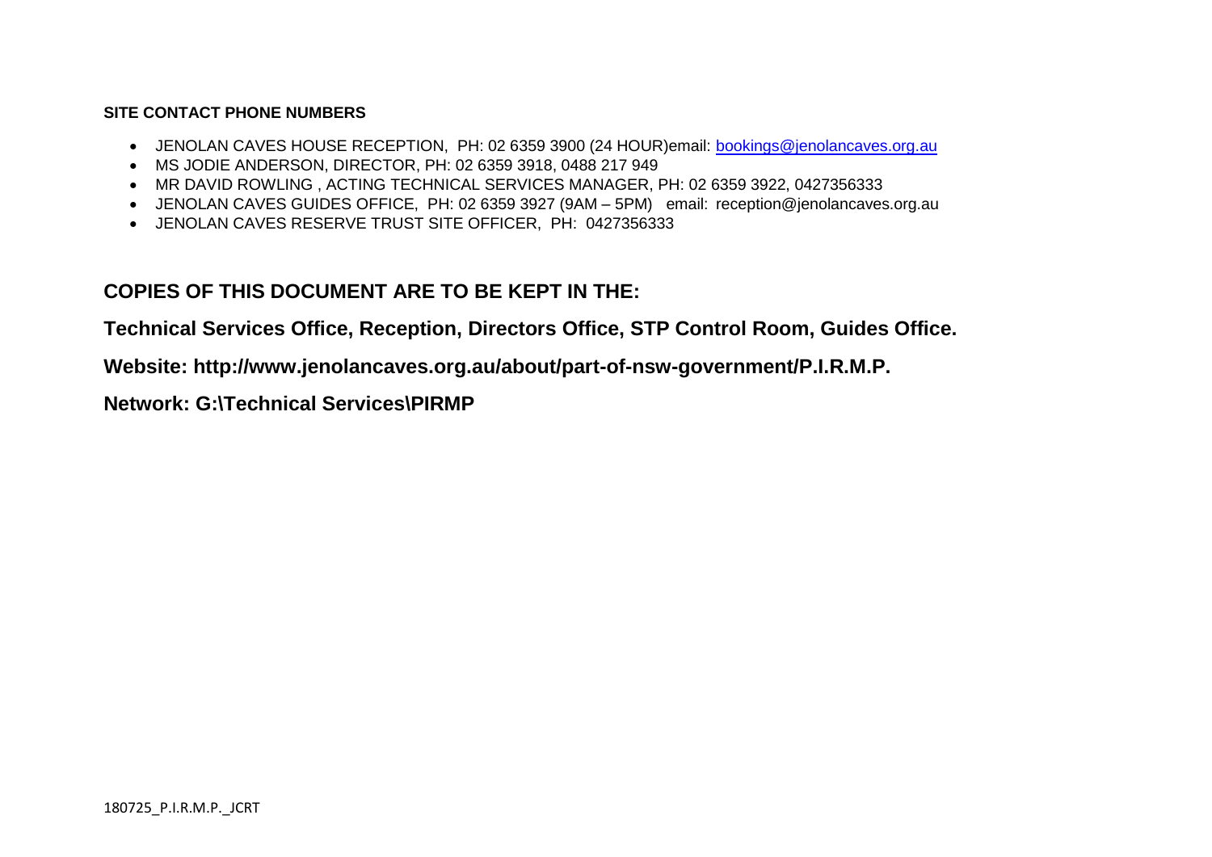**SITE CONTACT PHONE NUMBERS**

- JENOLAN CAVES HOUSE RECEPTION, PH: 02 6359 3900 (24 HOUR)email: bookings@jenolancaves.org.au
- MS JODIE ANDERSON, DIRECTOR, PH: 02 6359 3918, 0488 217 949
- MR DAVID ROWLING , ACTING TECHNICAL SERVICES MANAGER, PH: 02 6359 3922, 0427356333
- JENOLAN CAVES GUIDES OFFICE, PH: 02 6359 3927 (9AM – 5PM) email: reception@jenolancaves.org.au
- JENOLAN CAVES RESERVE TRUST SITE OFFICER, PH: 0427356333

## COPIES OF THIS DOCUMENT ARE TO BE KEPT IN THE:

**Technical Services Office, Reception, Directors Office, STP Control Room, Guides Office.**

**Website: http://www.jenolancaves.org.au/about/part-of-nsw-government/P.I.R.M.P.**

**Network: G:\Technical Services\PIRMP**

180725_P.I.R.M.P._JCRT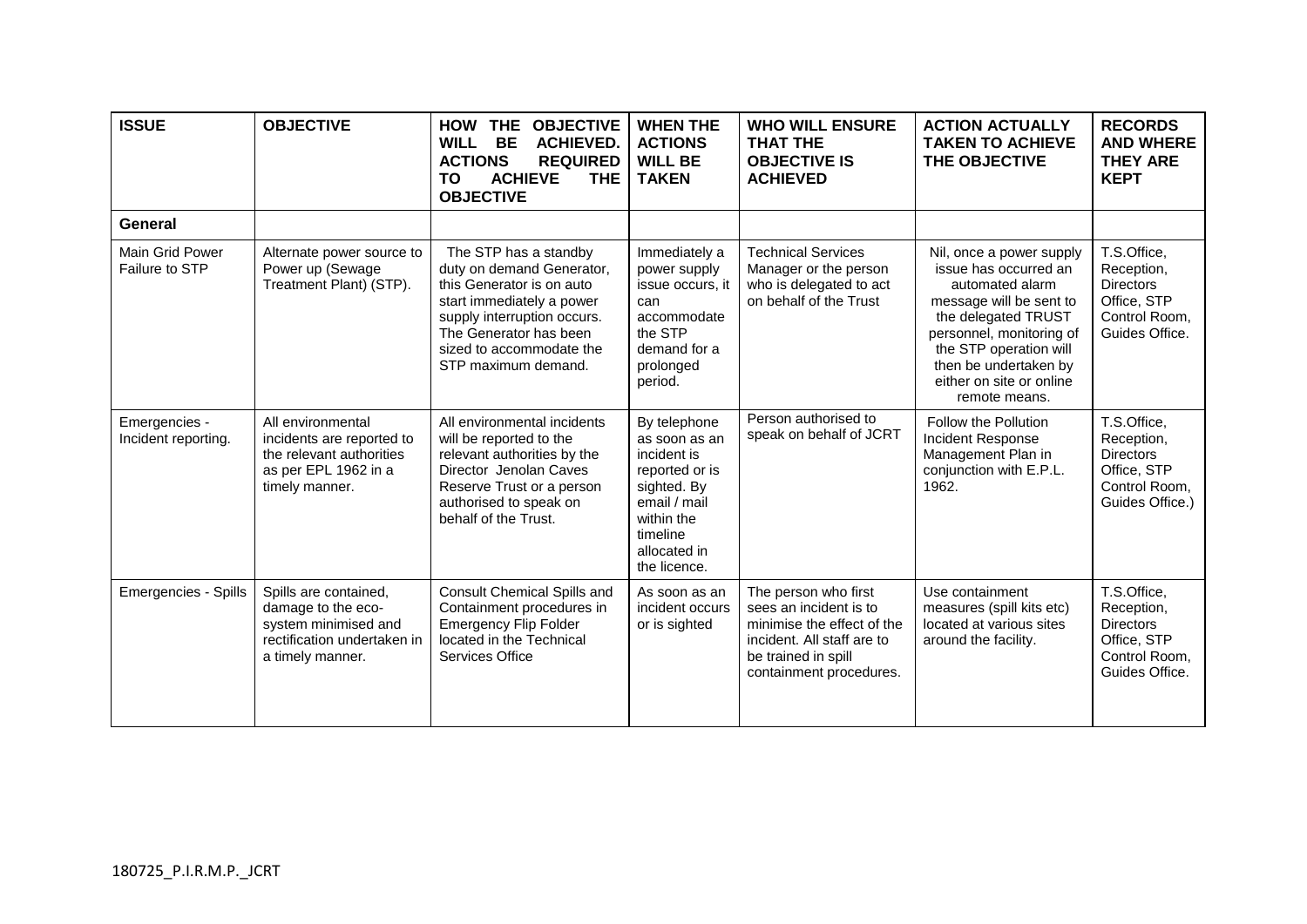| ISSUE | OBJECTIVE | HOW THE OBJECTIVE WILL BE ACHIEVED. ACTIONS REQUIRED TO ACHIEVE THE OBJECTIVE | WHEN THE ACTIONS WILL BE TAKEN | WHO WILL ENSURE THAT THE OBJECTIVE IS ACHIEVED | ACTION ACTUALLY TAKEN TO ACHIEVE THE OBJECTIVE | RECORDS AND WHERE THEY ARE KEPT |
|---|---|---|---|---|---|---|
| **General** | | | | | | |
| Main Grid Power Failure to STP | Alternate power source to Power up (Sewage Treatment Plant) (STP). | The STP has a standby duty on demand Generator, this Generator is on auto start immediately a power supply interruption occurs. The Generator has been sized to accommodate the STP maximum demand. | Immediately a power supply issue occurs, it can accommodate the STP demand for a prolonged period. | Technical Services Manager or the person who is delegated to act on behalf of the Trust | Nil, once a power supply issue has occurred an automated alarm message will be sent to the delegated TRUST personnel, monitoring of the STP operation will then be undertaken by either on site or online remote means. | T.S.Office, Reception, Directors Office, STP Control Room, Guides Office. |
| Emergencies - Incident reporting. | All environmental incidents are reported to the relevant authorities as per EPL 1962 in a timely manner. | All environmental incidents will be reported to the relevant authorities by the Director Jenolan Caves Reserve Trust or a person authorised to speak on behalf of the Trust. | By telephone as soon as an incident is reported or is sighted. By email / mail within the timeline allocated in the licence. | Person authorised to speak on behalf of JCRT | Follow the Pollution Incident Response Management Plan in conjunction with E.P.L. 1962. | T.S.Office, Reception, Directors Office, STP Control Room, Guides Office.) |
| Emergencies - Spills | Spills are contained, damage to the eco-system minimised and rectification undertaken in a timely manner. | Consult Chemical Spills and Containment procedures in Emergency Flip Folder located in the Technical Services Office | As soon as an incident occurs or is sighted | The person who first sees an incident is to minimise the effect of the incident. All staff are to be trained in spill containment procedures. | Use containment measures (spill kits etc) located at various sites around the facility. | T.S.Office, Reception, Directors Office, STP Control Room, Guides Office. |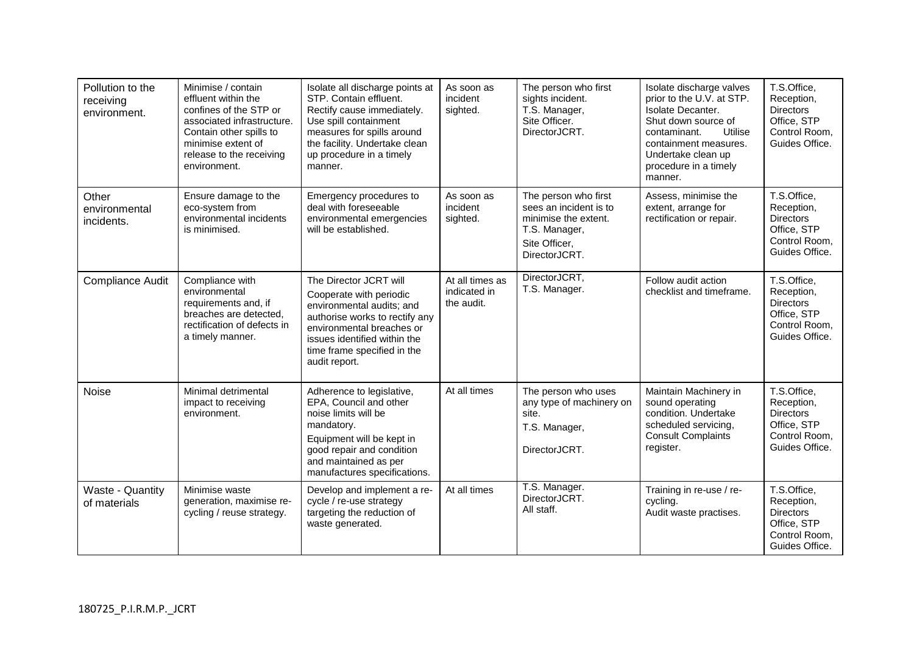| Pollution to the receiving environment. | Minimise / contain effluent within the confines of the STP or associated infrastructure. Contain other spills to minimise extent of release to the receiving environment. | Isolate all discharge points at STP. Contain effluent. Rectify cause immediately. Use spill containment measures for spills around the facility. Undertake clean up procedure in a timely manner. | As soon as incident sighted. | The person who first sights incident. T.S. Manager, Site Officer. DirectorJCRT. | Isolate discharge valves prior to the U.V. at STP. Isolate Decanter. Shut down source of contaminant. Utilise containment measures. Undertake clean up procedure in a timely manner. | T.S.Office, Reception, Directors Office, STP Control Room, Guides Office. |
|---|---|---|---|---|---|---|
| Other environmental incidents. | Ensure damage to the eco-system from environmental incidents is minimised. | Emergency procedures to deal with foreseeable environmental emergencies will be established. | As soon as incident sighted. | The person who first sees an incident is to minimise the extent. T.S. Manager, Site Officer, DirectorJCRT. | Assess, minimise the extent, arrange for rectification or repair. | T.S.Office, Reception, Directors Office, STP Control Room, Guides Office. |
| Compliance Audit | Compliance with environmental requirements and, if breaches are detected, rectification of defects in a timely manner. | The Director JCRT will Cooperate with periodic environmental audits; and authorise works to rectify any environmental breaches or issues identified within the time frame specified in the audit report. | At all times as indicated in the audit. | DirectorJCRT, T.S. Manager. | Follow audit action checklist and timeframe. | T.S.Office, Reception, Directors Office, STP Control Room, Guides Office. |
| Noise | Minimal detrimental impact to receiving environment. | Adherence to legislative, EPA, Council and other noise limits will be mandatory. Equipment will be kept in good repair and condition and maintained as per manufactures specifications. | At all times | The person who uses any type of machinery on site. T.S. Manager, DirectorJCRT. | Maintain Machinery in sound operating condition. Undertake scheduled servicing, Consult Complaints register. | T.S.Office, Reception, Directors Office, STP Control Room, Guides Office. |
| Waste - Quantity of materials | Minimise waste generation, maximise re-cycling / reuse strategy. | Develop and implement a re-cycle / re-use strategy targeting the reduction of waste generated. | At all times | T.S. Manager. DirectorJCRT. All staff. | Training in re-use / re-cycling. Audit waste practises. | T.S.Office, Reception, Directors Office, STP Control Room, Guides Office. |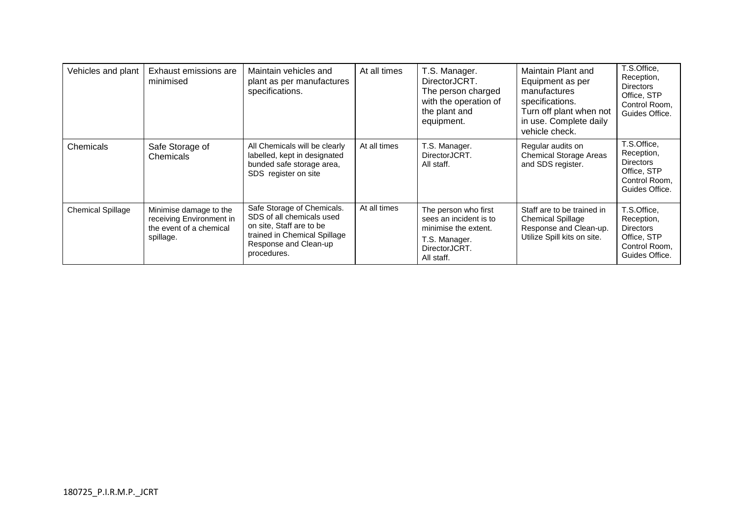| | | | | | | |
|---|---|---|---|---|---|---|
| Vehicles and plant | Exhaust emissions are minimised | Maintain vehicles and plant as per manufactures specifications. | At all times | T.S. Manager. DirectorJCRT. The person charged with the operation of the plant and equipment. | Maintain Plant and Equipment as per manufactures specifications. Turn off plant when not in use. Complete daily vehicle check. | T.S.Office, Reception, Directors Office, STP Control Room, Guides Office. |
| Chemicals | Safe Storage of Chemicals | All Chemicals will be clearly labelled, kept in designated bunded safe storage area, SDS register on site | At all times | T.S. Manager. DirectorJCRT. All staff. | Regular audits on Chemical Storage Areas and SDS register. | T.S.Office, Reception, Directors Office, STP Control Room, Guides Office. |
| Chemical Spillage | Minimise damage to the receiving Environment in the event of a chemical spillage. | Safe Storage of Chemicals. SDS of all chemicals used on site, Staff are to be trained in Chemical Spillage Response and Clean-up procedures. | At all times | The person who first sees an incident is to minimise the extent. T.S. Manager. DirectorJCRT. All staff. | Staff are to be trained in Chemical Spillage Response and Clean-up. Utilize Spill kits on site. | T.S.Office, Reception, Directors Office, STP Control Room, Guides Office. |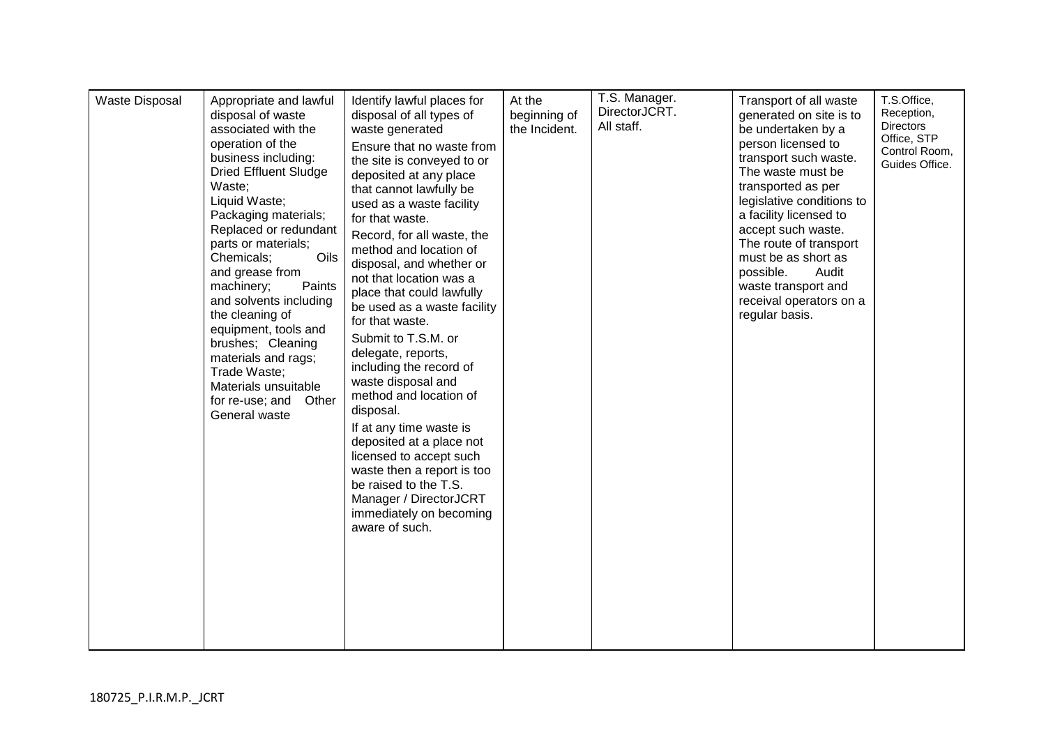| | | | | | | |
|---|---|---|---|---|---|---|
| Waste Disposal | Appropriate and lawful disposal of waste associated with the operation of the business including: Dried Effluent Sludge Waste; Liquid Waste; Packaging materials; Replaced or redundant parts or materials; Chemicals; Oils and grease from machinery; Paints and solvents including the cleaning of equipment, tools and brushes; Cleaning materials and rags; Trade Waste; Materials unsuitable for re-use; and Other General waste | Identify lawful places for disposal of all types of waste generated<br>Ensure that no waste from the site is conveyed to or deposited at any place that cannot lawfully be used as a waste facility for that waste.<br>Record, for all waste, the method and location of disposal, and whether or not that location was a place that could lawfully be used as a waste facility for that waste.<br>Submit to T.S.M. or delegate, reports, including the record of waste disposal and method and location of disposal.<br>If at any time waste is deposited at a place not licensed to accept such waste then a report is too be raised to the T.S. Manager / DirectorJCRT immediately on becoming aware of such. | At the beginning of the Incident. | T.S. Manager. DirectorJCRT. All staff. | Transport of all waste generated on site is to be undertaken by a person licensed to transport such waste. The waste must be transported as per legislative conditions to a facility licensed to accept such waste. The route of transport must be as short as possible. Audit waste transport and receival operators on a regular basis. | T.S.Office, Reception, Directors Office, STP Control Room, Guides Office. |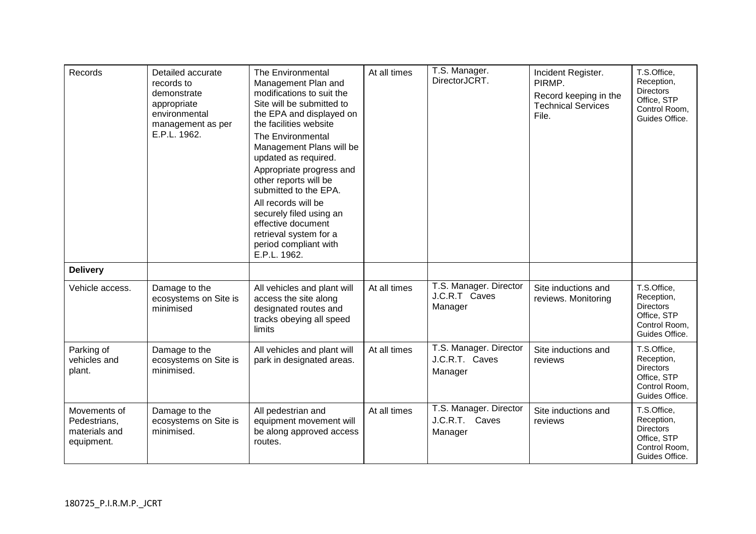| Records | Detailed accurate records to demonstrate appropriate environmental management as per E.P.L. 1962. | The Environmental Management Plan and modifications to suit the Site will be submitted to the EPA and displayed on the facilities website<br>The Environmental Management Plans will be updated as required.<br>Appropriate progress and other reports will be submitted to the EPA.<br>All records will be securely filed using an effective document retrieval system for a period compliant with E.P.L. 1962. | At all times | T.S. Manager. DirectorJCRT. | Incident Register. PIRMP.<br>Record keeping in the Technical Services File. | T.S.Office, Reception, Directors Office, STP Control Room, Guides Office. |
|---|---|---|---|---|---|---|
| **Delivery** | | | | | | |
| Vehicle access. | Damage to the ecosystems on Site is minimised | All vehicles and plant will access the site along designated routes and tracks obeying all speed limits | At all times | T.S. Manager. Director J.C.R.T Caves Manager | Site inductions and reviews. Monitoring | T.S.Office, Reception, Directors Office, STP Control Room, Guides Office. |
| Parking of vehicles and plant. | Damage to the ecosystems on Site is minimised. | All vehicles and plant will park in designated areas. | At all times | T.S. Manager. Director J.C.R.T. Caves Manager | Site inductions and reviews | T.S.Office, Reception, Directors Office, STP Control Room, Guides Office. |
| Movements of Pedestrians, materials and equipment. | Damage to the ecosystems on Site is minimised. | All pedestrian and equipment movement will be along approved access routes. | At all times | T.S. Manager. Director J.C.R.T. Caves Manager | Site inductions and reviews | T.S.Office, Reception, Directors Office, STP Control Room, Guides Office. |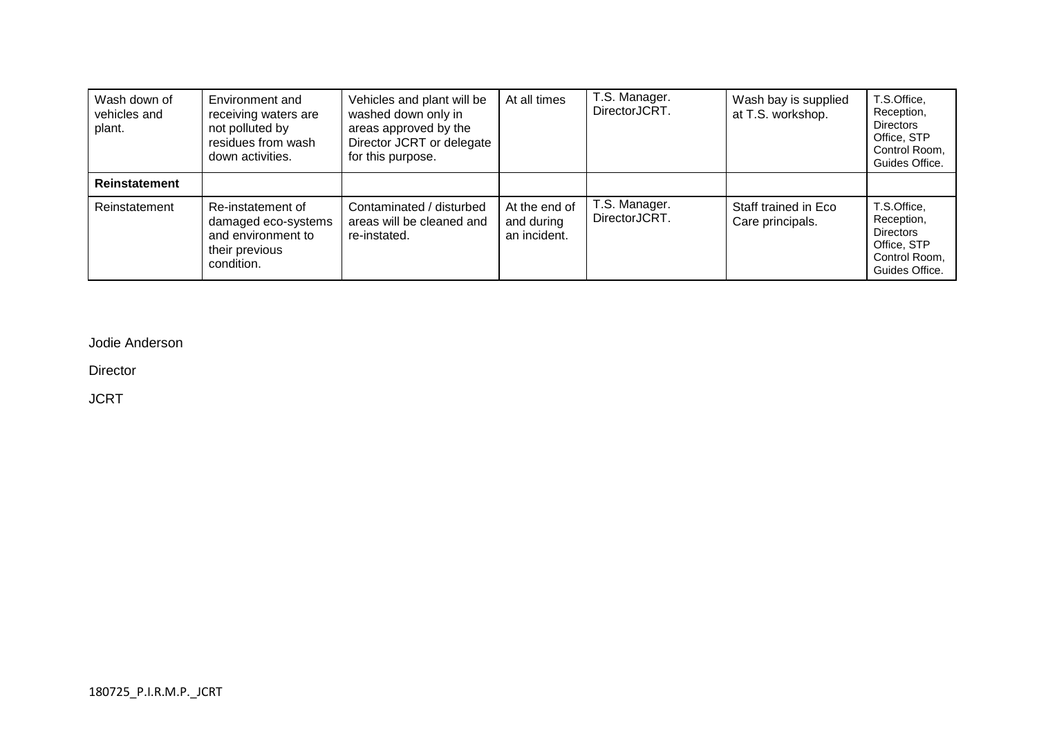| | | | | | | |
|---|---|---|---|---|---|---|
| Wash down of vehicles and plant. | Environment and receiving waters are not polluted by residues from wash down activities. | Vehicles and plant will be washed down only in areas approved by the Director JCRT or delegate for this purpose. | At all times | T.S. Manager. DirectorJCRT. | Wash bay is supplied at T.S. workshop. | T.S.Office, Reception, Directors Office, STP Control Room, Guides Office. |
| **Reinstatement** | | | | | | |
| Reinstatement | Re-instatement of damaged eco-systems and environment to their previous condition. | Contaminated / disturbed areas will be cleaned and re-instated. | At the end of and during an incident. | T.S. Manager. DirectorJCRT. | Staff trained in Eco Care principals. | T.S.Office, Reception, Directors Office, STP Control Room, Guides Office. |

Jodie Anderson

Director

JCRT